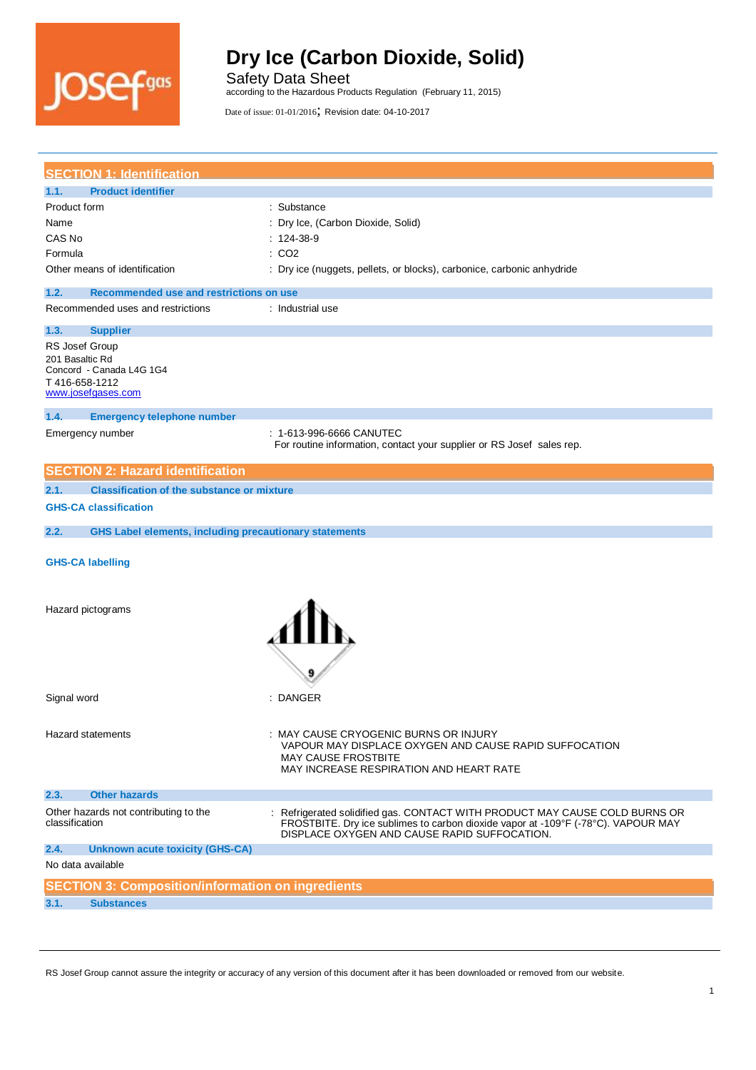# Dry Ice (Carbon Dioxide, Solid)

Safety Data Sheet

according to the Hazardous Products Regulation (February 11, 2015)

Date of issue: 01-01/2016; Revision date: 04-10-2017

## SECTION 1: Identification

### 1.1. Product identifier

| | |
|---|---|
| Product form | : Substance |
| Name | : Dry Ice, (Carbon Dioxide, Solid) |
| CAS No | : 124-38-9 |
| Formula | : CO2 |
| Other means of identification | : Dry ice (nuggets, pellets, or blocks), carbonice, carbonic anhydride |

### 1.2. Recommended use and restrictions on use

| | |
|---|---|
| Recommended uses and restrictions | : Industrial use |

### 1.3. Supplier

RS Josef Group
201 Basaltic Rd
Concord - Canada L4G 1G4
T 416-658-1212
www.josefgases.com

### 1.4. Emergency telephone number

| | |
|---|---|
| Emergency number | : 1-613-996-6666 CANUTEC<br>For routine information, contact your supplier or RS Josef sales rep. |

## SECTION 2: Hazard identification

### 2.1. Classification of the substance or mixture

**GHS-CA classification**

### 2.2. GHS Label elements, including precautionary statements

**GHS-CA labelling**

Hazard pictograms

Signal word : DANGER

Hazard statements : MAY CAUSE CRYOGENIC BURNS OR INJURY
VAPOUR MAY DISPLACE OXYGEN AND CAUSE RAPID SUFFOCATION
MAY CAUSE FROSTBITE
MAY INCREASE RESPIRATION AND HEART RATE

### 2.3. Other hazards

| | |
|---|---|
| Other hazards not contributing to the classification | : Refrigerated solidified gas. CONTACT WITH PRODUCT MAY CAUSE COLD BURNS OR FROSTBITE. Dry ice sublimes to carbon dioxide vapor at -109°F (-78°C). VAPOUR MAY DISPLACE OXYGEN AND CAUSE RAPID SUFFOCATION. |

### 2.4. Unknown acute toxicity (GHS-CA)

No data available

## SECTION 3: Composition/information on ingredients

### 3.1. Substances

RS Josef Group cannot assure the integrity or accuracy of any version of this document after it has been downloaded or removed from our website.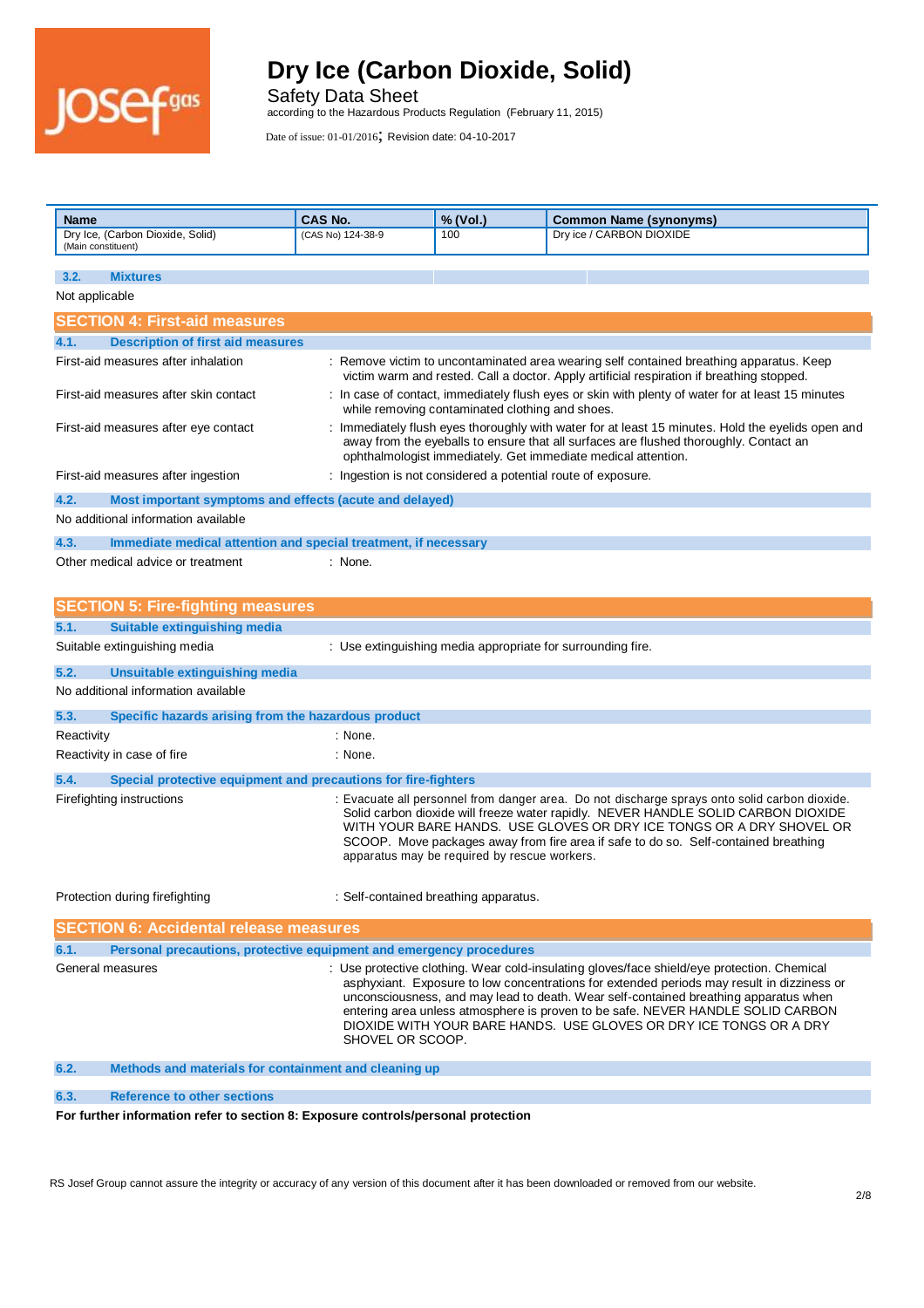| Name | CAS No. | % (Vol.) | Common Name (synonyms) |
|---|---|---|---|
| Dry Ice, (Carbon Dioxide, Solid) (Main constituent) | (CAS No) 124-38-9 | 100 | Dry ice / CARBON DIOXIDE |

### 3.2. Mixtures

Not applicable

## SECTION 4: First-aid measures

### 4.1. Description of first aid measures

First-aid measures after inhalation : Remove victim to uncontaminated area wearing self contained breathing apparatus. Keep victim warm and rested. Call a doctor. Apply artificial respiration if breathing stopped.

First-aid measures after skin contact : In case of contact, immediately flush eyes or skin with plenty of water for at least 15 minutes while removing contaminated clothing and shoes.

First-aid measures after eye contact : Immediately flush eyes thoroughly with water for at least 15 minutes. Hold the eyelids open and away from the eyeballs to ensure that all surfaces are flushed thoroughly. Contact an ophthalmologist immediately. Get immediate medical attention.

First-aid measures after ingestion : Ingestion is not considered a potential route of exposure.

### 4.2. Most important symptoms and effects (acute and delayed)

No additional information available

### 4.3. Immediate medical attention and special treatment, if necessary

Other medical advice or treatment : None.

## SECTION 5: Fire-fighting measures

### 5.1. Suitable extinguishing media

Suitable extinguishing media : Use extinguishing media appropriate for surrounding fire.

### 5.2. Unsuitable extinguishing media

No additional information available

### 5.3. Specific hazards arising from the hazardous product

Reactivity : None.

Reactivity in case of fire : None.

### 5.4. Special protective equipment and precautions for fire-fighters

Firefighting instructions : Evacuate all personnel from danger area. Do not discharge sprays onto solid carbon dioxide. Solid carbon dioxide will freeze water rapidly. NEVER HANDLE SOLID CARBON DIOXIDE WITH YOUR BARE HANDS. USE GLOVES OR DRY ICE TONGS OR A DRY SHOVEL OR SCOOP. Move packages away from fire area if safe to do so. Self-contained breathing apparatus may be required by rescue workers.

Protection during firefighting : Self-contained breathing apparatus.

## SECTION 6: Accidental release measures

### 6.1. Personal precautions, protective equipment and emergency procedures

General measures : Use protective clothing. Wear cold-insulating gloves/face shield/eye protection. Chemical asphyxiant. Exposure to low concentrations for extended periods may result in dizziness or unconsciousness, and may lead to death. Wear self-contained breathing apparatus when entering area unless atmosphere is proven to be safe. NEVER HANDLE SOLID CARBON DIOXIDE WITH YOUR BARE HANDS. USE GLOVES OR DRY ICE TONGS OR A DRY SHOVEL OR SCOOP.

### 6.2. Methods and materials for containment and cleaning up

### 6.3. Reference to other sections

**For further information refer to section 8: Exposure controls/personal protection**

RS Josef Group cannot assure the integrity or accuracy of any version of this document after it has been downloaded or removed from our website.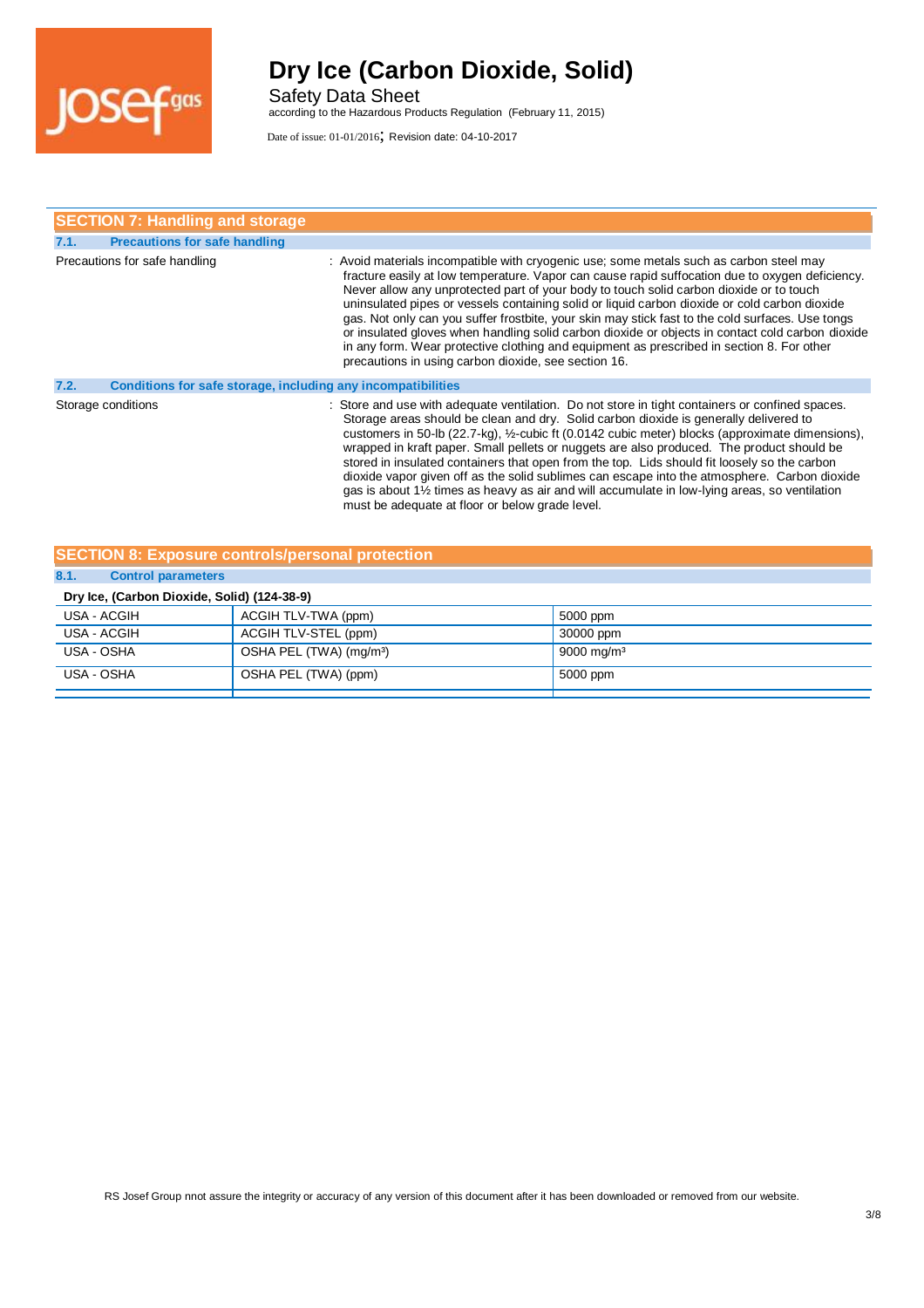## SECTION 7: Handling and storage

### 7.1. Precautions for safe handling

Precautions for safe handling : Avoid materials incompatible with cryogenic use; some metals such as carbon steel may fracture easily at low temperature. Vapor can cause rapid suffocation due to oxygen deficiency. Never allow any unprotected part of your body to touch solid carbon dioxide or to touch uninsulated pipes or vessels containing solid or liquid carbon dioxide or cold carbon dioxide gas. Not only can you suffer frostbite, your skin may stick fast to the cold surfaces. Use tongs or insulated gloves when handling solid carbon dioxide or objects in contact cold carbon dioxide in any form. Wear protective clothing and equipment as prescribed in section 8. For other precautions in using carbon dioxide, see section 16.

### 7.2. Conditions for safe storage, including any incompatibilities

Storage conditions : Store and use with adequate ventilation. Do not store in tight containers or confined spaces. Storage areas should be clean and dry. Solid carbon dioxide is generally delivered to customers in 50-lb (22.7-kg), ½-cubic ft (0.0142 cubic meter) blocks (approximate dimensions), wrapped in kraft paper. Small pellets or nuggets are also produced. The product should be stored in insulated containers that open from the top. Lids should fit loosely so the carbon dioxide vapor given off as the solid sublimes can escape into the atmosphere. Carbon dioxide gas is about 1½ times as heavy as air and will accumulate in low-lying areas, so ventilation must be adequate at floor or below grade level.

## SECTION 8: Exposure controls/personal protection

### 8.1. Control parameters

| Dry Ice, (Carbon Dioxide, Solid) (124-38-9) | | |
|---|---|---|
| USA - ACGIH | ACGIH TLV-TWA (ppm) | 5000 ppm |
| USA - ACGIH | ACGIH TLV-STEL (ppm) | 30000 ppm |
| USA - OSHA | OSHA PEL (TWA) (mg/m³) | 9000 mg/m³ |
| USA - OSHA | OSHA PEL (TWA) (ppm) | 5000 ppm |

RS Josef Group nnot assure the integrity or accuracy of any version of this document after it has been downloaded or removed from our website.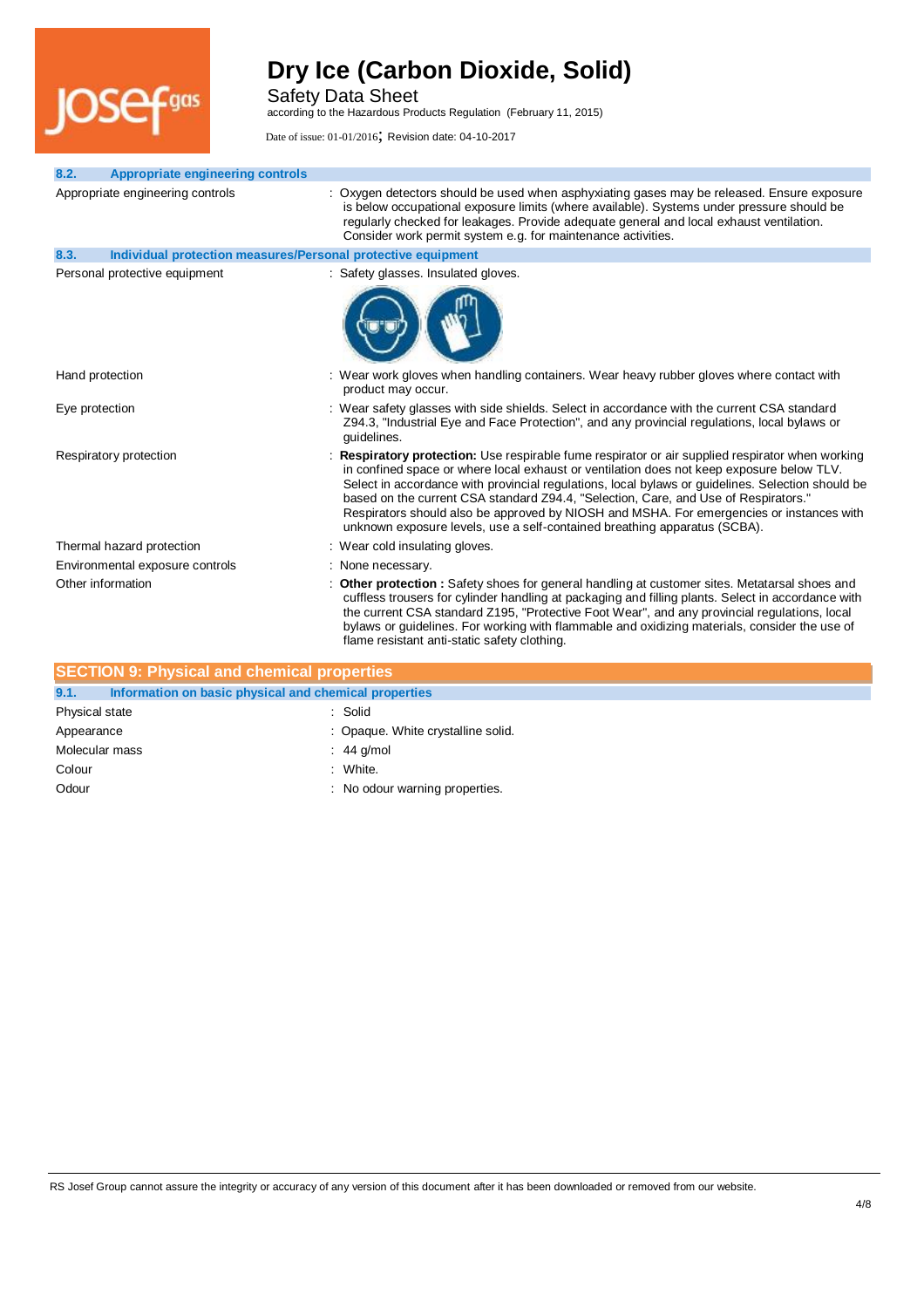### 8.2. Appropriate engineering controls

Appropriate engineering controls : Oxygen detectors should be used when asphyxiating gases may be released. Ensure exposure is below occupational exposure limits (where available). Systems under pressure should be regularly checked for leakages. Provide adequate general and local exhaust ventilation. Consider work permit system e.g. for maintenance activities.

### 8.3. Individual protection measures/Personal protective equipment

Personal protective equipment : Safety glasses. Insulated gloves.

Hand protection : Wear work gloves when handling containers. Wear heavy rubber gloves where contact with product may occur.

Eye protection : Wear safety glasses with side shields. Select in accordance with the current CSA standard Z94.3, "Industrial Eye and Face Protection", and any provincial regulations, local bylaws or guidelines.

Respiratory protection : **Respiratory protection:** Use respirable fume respirator or air supplied respirator when working in confined space or where local exhaust or ventilation does not keep exposure below TLV. Select in accordance with provincial regulations, local bylaws or guidelines. Selection should be based on the current CSA standard Z94.4, "Selection, Care, and Use of Respirators." Respirators should also be approved by NIOSH and MSHA. For emergencies or instances with unknown exposure levels, use a self-contained breathing apparatus (SCBA).

Thermal hazard protection : Wear cold insulating gloves.

Environmental exposure controls : None necessary.

Other information : **Other protection :** Safety shoes for general handling at customer sites. Metatarsal shoes and cuffless trousers for cylinder handling at packaging and filling plants. Select in accordance with the current CSA standard Z195, "Protective Foot Wear", and any provincial regulations, local bylaws or guidelines. For working with flammable and oxidizing materials, consider the use of flame resistant anti-static safety clothing.

## SECTION 9: Physical and chemical properties

### 9.1. Information on basic physical and chemical properties

Physical state : Solid

Appearance : Opaque. White crystalline solid.

Molecular mass : 44 g/mol

Colour : White.

Odour : No odour warning properties.

RS Josef Group cannot assure the integrity or accuracy of any version of this document after it has been downloaded or removed from our website.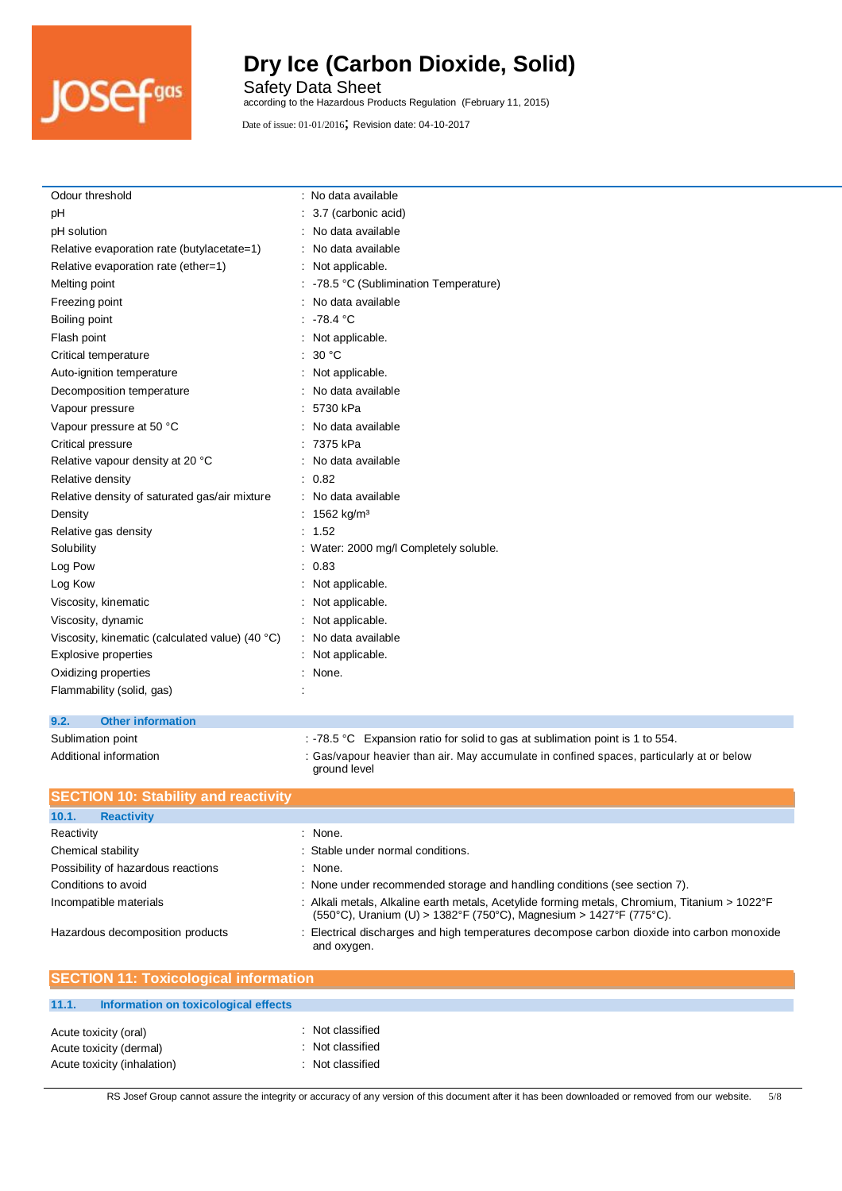| | |
|---|---|
| Odour threshold | : No data available |
| pH | : 3.7 (carbonic acid) |
| pH solution | : No data available |
| Relative evaporation rate (butylacetate=1) | : No data available |
| Relative evaporation rate (ether=1) | : Not applicable. |
| Melting point | : -78.5 °C (Sublimination Temperature) |
| Freezing point | : No data available |
| Boiling point | : -78.4 °C |
| Flash point | : Not applicable. |
| Critical temperature | : 30 °C |
| Auto-ignition temperature | : Not applicable. |
| Decomposition temperature | : No data available |
| Vapour pressure | : 5730 kPa |
| Vapour pressure at 50 °C | : No data available |
| Critical pressure | : 7375 kPa |
| Relative vapour density at 20 °C | : No data available |
| Relative density | : 0.82 |
| Relative density of saturated gas/air mixture | : No data available |
| Density | : 1562 kg/m³ |
| Relative gas density | : 1.52 |
| Solubility | : Water: 2000 mg/l Completely soluble. |
| Log Pow | : 0.83 |
| Log Kow | : Not applicable. |
| Viscosity, kinematic | : Not applicable. |
| Viscosity, dynamic | : Not applicable. |
| Viscosity, kinematic (calculated value) (40 °C) | : No data available |
| Explosive properties | : Not applicable. |
| Oxidizing properties | : None. |
| Flammability (solid, gas) | : |

### 9.2. Other information

| | |
|---|---|
| Sublimation point | : -78.5 °C Expansion ratio for solid to gas at sublimation point is 1 to 554. |
| Additional information | : Gas/vapour heavier than air. May accumulate in confined spaces, particularly at or below ground level |

## SECTION 10: Stability and reactivity

### 10.1. Reactivity

| | |
|---|---|
| Reactivity | : None. |
| Chemical stability | : Stable under normal conditions. |
| Possibility of hazardous reactions | : None. |
| Conditions to avoid | : None under recommended storage and handling conditions (see section 7). |
| Incompatible materials | : Alkali metals, Alkaline earth metals, Acetylide forming metals, Chromium, Titanium > 1022°F (550°C), Uranium (U) > 1382°F (750°C), Magnesium > 1427°F (775°C). |
| Hazardous decomposition products | : Electrical discharges and high temperatures decompose carbon dioxide into carbon monoxide and oxygen. |

## SECTION 11: Toxicological information

### 11.1. Information on toxicological effects

| | |
|---|---|
| Acute toxicity (oral) | : Not classified |
| Acute toxicity (dermal) | : Not classified |
| Acute toxicity (inhalation) | : Not classified |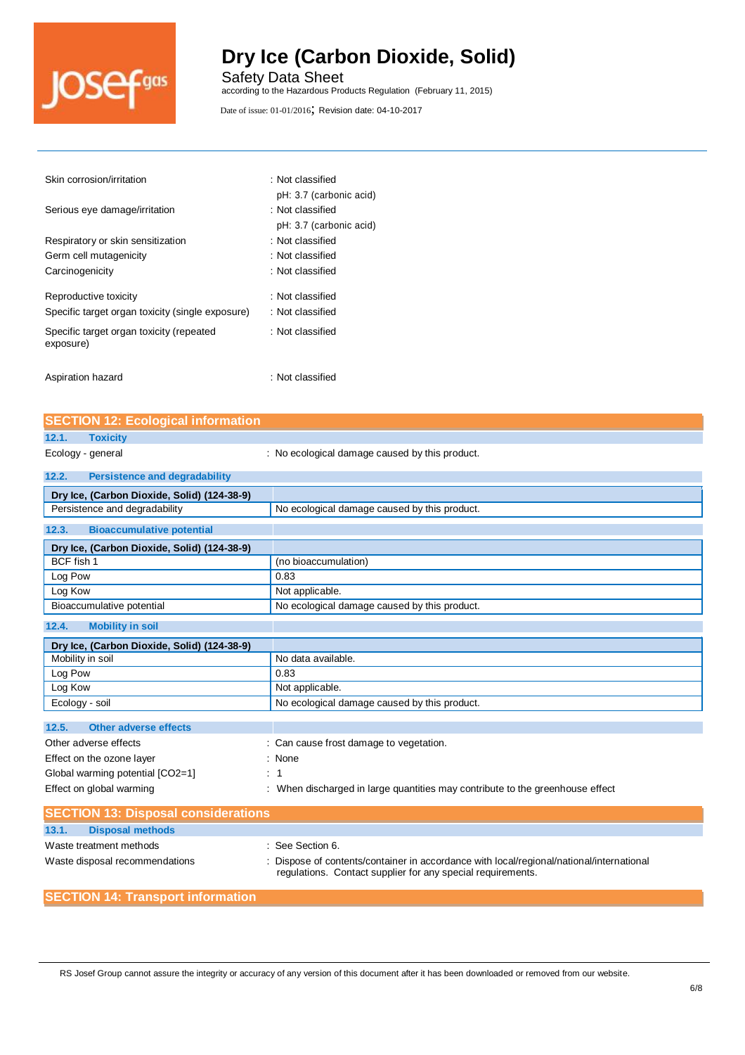| | |
|---|---|
| Skin corrosion/irritation | : Not classified<br>pH: 3.7 (carbonic acid) |
| Serious eye damage/irritation | : Not classified<br>pH: 3.7 (carbonic acid) |
| Respiratory or skin sensitization | : Not classified |
| Germ cell mutagenicity | : Not classified |
| Carcinogenicity | : Not classified |
| Reproductive toxicity | : Not classified |
| Specific target organ toxicity (single exposure) | : Not classified |
| Specific target organ toxicity (repeated exposure) | : Not classified |
| Aspiration hazard | : Not classified |

## SECTION 12: Ecological information

### 12.1. Toxicity

Ecology - general : No ecological damage caused by this product.

### 12.2. Persistence and degradability

| Dry Ice, (Carbon Dioxide, Solid) (124-38-9) | |
|---|---|
| Persistence and degradability | No ecological damage caused by this product. |

### 12.3. Bioaccumulative potential

| Dry Ice, (Carbon Dioxide, Solid) (124-38-9) | |
|---|---|
| BCF fish 1 | (no bioaccumulation) |
| Log Pow | 0.83 |
| Log Kow | Not applicable. |
| Bioaccumulative potential | No ecological damage caused by this product. |

### 12.4. Mobility in soil

| Dry Ice, (Carbon Dioxide, Solid) (124-38-9) | |
|---|---|
| Mobility in soil | No data available. |
| Log Pow | 0.83 |
| Log Kow | Not applicable. |
| Ecology - soil | No ecological damage caused by this product. |

### 12.5. Other adverse effects

| | |
|---|---|
| Other adverse effects | : Can cause frost damage to vegetation. |
| Effect on the ozone layer | : None |
| Global warming potential [CO2=1] | : 1 |
| Effect on global warming | : When discharged in large quantities may contribute to the greenhouse effect |

## SECTION 13: Disposal considerations

### 13.1. Disposal methods

| | |
|---|---|
| Waste treatment methods | : See Section 6. |
| Waste disposal recommendations | : Dispose of contents/container in accordance with local/regional/national/international regulations. Contact supplier for any special requirements. |

## SECTION 14: Transport information

RS Josef Group cannot assure the integrity or accuracy of any version of this document after it has been downloaded or removed from our website.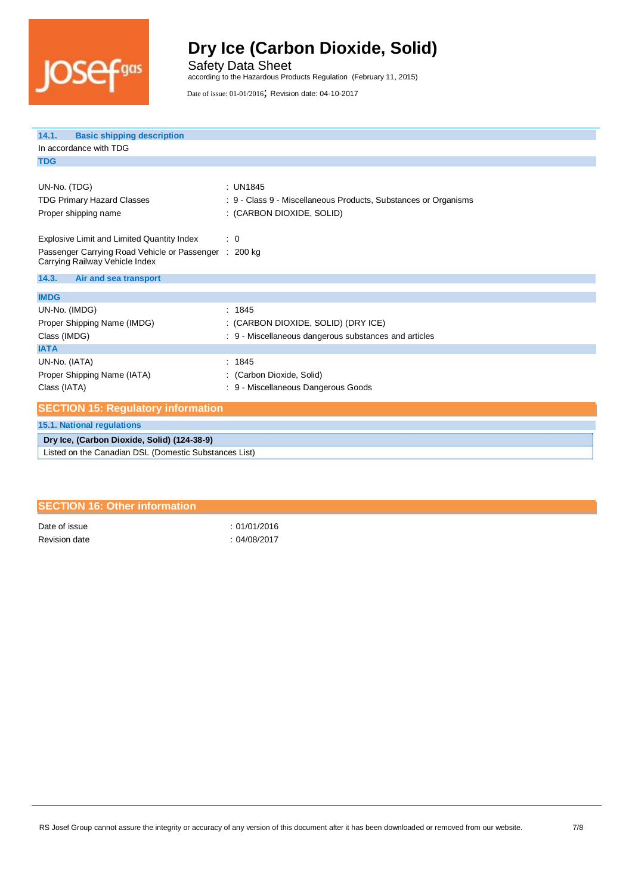### 14.1. Basic shipping description

In accordance with TDG

**TDG**

| | |
|---|---|
| UN-No. (TDG) | : UN1845 |
| TDG Primary Hazard Classes | : 9 - Class 9 - Miscellaneous Products, Substances or Organisms |
| Proper shipping name | : (CARBON DIOXIDE, SOLID) |
| Explosive Limit and Limited Quantity Index | : 0 |
| Passenger Carrying Road Vehicle or Passenger Carrying Railway Vehicle Index | : 200 kg |

### 14.3. Air and sea transport

**IMDG**

| | |
|---|---|
| UN-No. (IMDG) | : 1845 |
| Proper Shipping Name (IMDG) | : (CARBON DIOXIDE, SOLID) (DRY ICE) |
| Class (IMDG) | : 9 - Miscellaneous dangerous substances and articles |

**IATA**

| | |
|---|---|
| UN-No. (IATA) | : 1845 |
| Proper Shipping Name (IATA) | : (Carbon Dioxide, Solid) |
| Class (IATA) | : 9 - Miscellaneous Dangerous Goods |

## SECTION 15: Regulatory information

### 15.1. National regulations

| Dry Ice, (Carbon Dioxide, Solid) (124-38-9) |
|---|
| Listed on the Canadian DSL (Domestic Substances List) |

## SECTION 16: Other information

| | |
|---|---|
| Date of issue | : 01/01/2016 |
| Revision date | : 04/08/2017 |

RS Josef Group cannot assure the integrity or accuracy of any version of this document after it has been downloaded or removed from our website.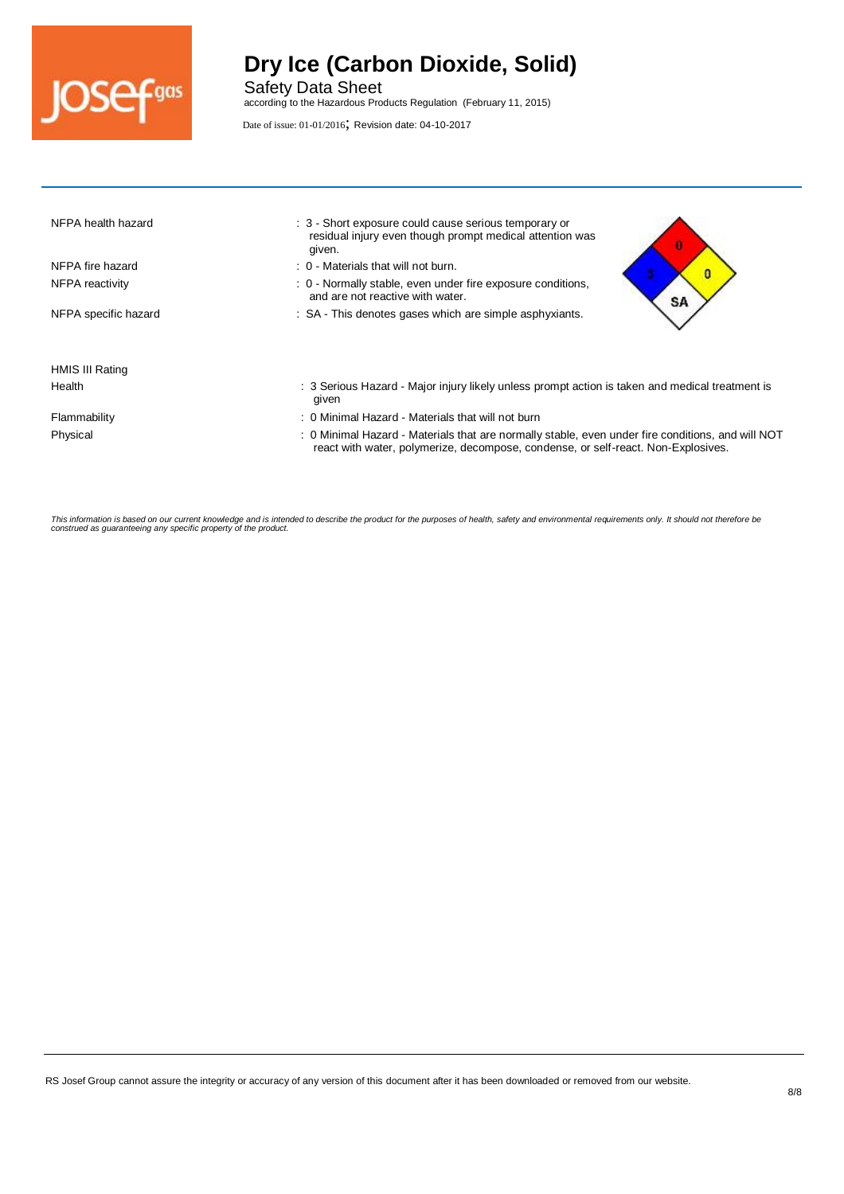| | |
|---|---|
| NFPA health hazard | : 3 - Short exposure could cause serious temporary or residual injury even though prompt medical attention was given. |
| NFPA fire hazard | : 0 - Materials that will not burn. |
| NFPA reactivity | : 0 - Normally stable, even under fire exposure conditions, and are not reactive with water. |
| NFPA specific hazard | : SA - This denotes gases which are simple asphyxiants. |

HMIS III Rating

| | |
|---|---|
| Health | : 3 Serious Hazard - Major injury likely unless prompt action is taken and medical treatment is given |
| Flammability | : 0 Minimal Hazard - Materials that will not burn |
| Physical | : 0 Minimal Hazard - Materials that are normally stable, even under fire conditions, and will NOT react with water, polymerize, decompose, condense, or self-react. Non-Explosives. |

*This information is based on our current knowledge and is intended to describe the product for the purposes of health, safety and environmental requirements only. It should not therefore be construed as guaranteeing any specific property of the product.*